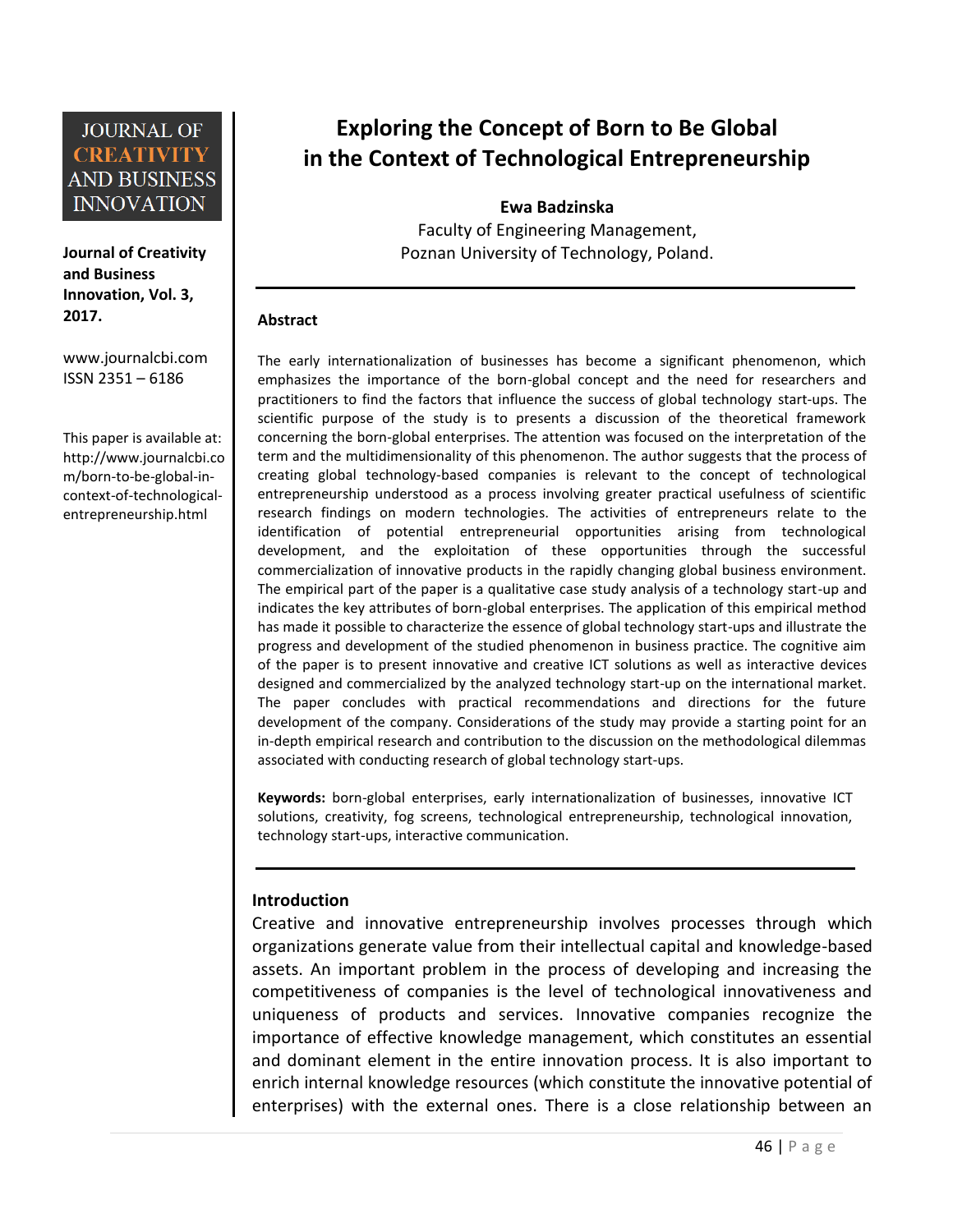JOURNAL OF CREATIVITY AND BUSINESS INNOVATION

**Journal of Creativity and Business Innovation, Vol. 3, 2017.**

www.journalcbi.com
ISSN 2351 – 6186

This paper is available at: http://www.journalcbi.com/born-to-be-global-in-context-of-technological-entrepreneurship.html

# Exploring the Concept of Born to Be Global in the Context of Technological Entrepreneurship

**Ewa Badzinska**
Faculty of Engineering Management,
Poznan University of Technology, Poland.

## Abstract

The early internationalization of businesses has become a significant phenomenon, which emphasizes the importance of the born-global concept and the need for researchers and practitioners to find the factors that influence the success of global technology start-ups. The scientific purpose of the study is to presents a discussion of the theoretical framework concerning the born-global enterprises. The attention was focused on the interpretation of the term and the multidimensionality of this phenomenon. The author suggests that the process of creating global technology-based companies is relevant to the concept of technological entrepreneurship understood as a process involving greater practical usefulness of scientific research findings on modern technologies. The activities of entrepreneurs relate to the identification of potential entrepreneurial opportunities arising from technological development, and the exploitation of these opportunities through the successful commercialization of innovative products in the rapidly changing global business environment. The empirical part of the paper is a qualitative case study analysis of a technology start-up and indicates the key attributes of born-global enterprises. The application of this empirical method has made it possible to characterize the essence of global technology start-ups and illustrate the progress and development of the studied phenomenon in business practice. The cognitive aim of the paper is to present innovative and creative ICT solutions as well as interactive devices designed and commercialized by the analyzed technology start-up on the international market. The paper concludes with practical recommendations and directions for the future development of the company. Considerations of the study may provide a starting point for an in-depth empirical research and contribution to the discussion on the methodological dilemmas associated with conducting research of global technology start-ups.

**Keywords:** born-global enterprises, early internationalization of businesses, innovative ICT solutions, creativity, fog screens, technological entrepreneurship, technological innovation, technology start-ups, interactive communication.

## Introduction

Creative and innovative entrepreneurship involves processes through which organizations generate value from their intellectual capital and knowledge-based assets. An important problem in the process of developing and increasing the competitiveness of companies is the level of technological innovativeness and uniqueness of products and services. Innovative companies recognize the importance of effective knowledge management, which constitutes an essential and dominant element in the entire innovation process. It is also important to enrich internal knowledge resources (which constitute the innovative potential of enterprises) with the external ones. There is a close relationship between an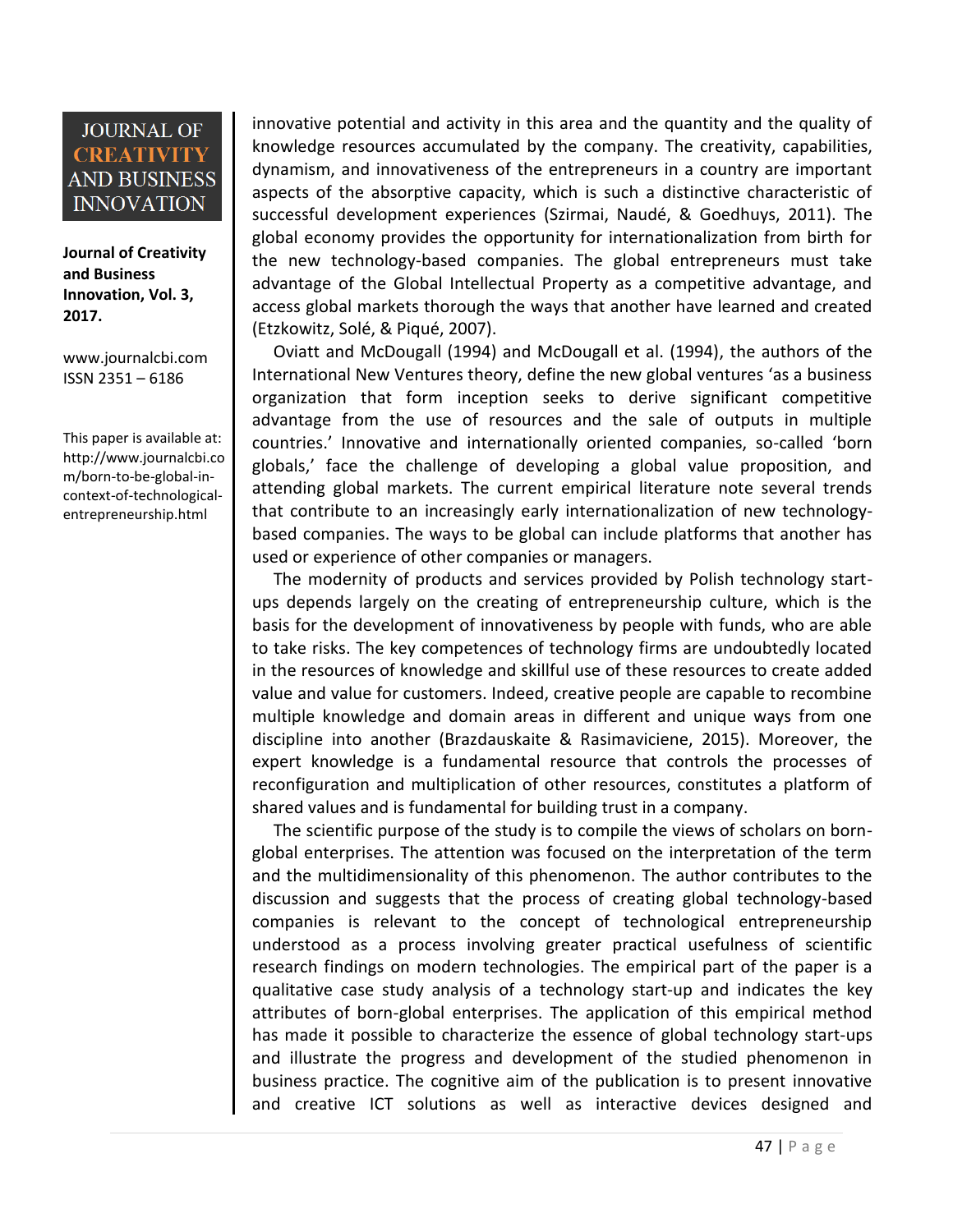innovative potential and activity in this area and the quantity and the quality of knowledge resources accumulated by the company. The creativity, capabilities, dynamism, and innovativeness of the entrepreneurs in a country are important aspects of the absorptive capacity, which is such a distinctive characteristic of successful development experiences (Szirmai, Naudé, & Goedhuys, 2011). The global economy provides the opportunity for internationalization from birth for the new technology-based companies. The global entrepreneurs must take advantage of the Global Intellectual Property as a competitive advantage, and access global markets thorough the ways that another have learned and created (Etzkowitz, Solé, & Piqué, 2007).

Oviatt and McDougall (1994) and McDougall et al. (1994), the authors of the International New Ventures theory, define the new global ventures 'as a business organization that form inception seeks to derive significant competitive advantage from the use of resources and the sale of outputs in multiple countries.' Innovative and internationally oriented companies, so-called 'born globals,' face the challenge of developing a global value proposition, and attending global markets. The current empirical literature note several trends that contribute to an increasingly early internationalization of new technology-based companies. The ways to be global can include platforms that another has used or experience of other companies or managers.

The modernity of products and services provided by Polish technology start-ups depends largely on the creating of entrepreneurship culture, which is the basis for the development of innovativeness by people with funds, who are able to take risks. The key competences of technology firms are undoubtedly located in the resources of knowledge and skillful use of these resources to create added value and value for customers. Indeed, creative people are capable to recombine multiple knowledge and domain areas in different and unique ways from one discipline into another (Brazdauskaite & Rasimaviciene, 2015). Moreover, the expert knowledge is a fundamental resource that controls the processes of reconfiguration and multiplication of other resources, constitutes a platform of shared values and is fundamental for building trust in a company.

The scientific purpose of the study is to compile the views of scholars on born-global enterprises. The attention was focused on the interpretation of the term and the multidimensionality of this phenomenon. The author contributes to the discussion and suggests that the process of creating global technology-based companies is relevant to the concept of technological entrepreneurship understood as a process involving greater practical usefulness of scientific research findings on modern technologies. The empirical part of the paper is a qualitative case study analysis of a technology start-up and indicates the key attributes of born-global enterprises. The application of this empirical method has made it possible to characterize the essence of global technology start-ups and illustrate the progress and development of the studied phenomenon in business practice. The cognitive aim of the publication is to present innovative and creative ICT solutions as well as interactive devices designed and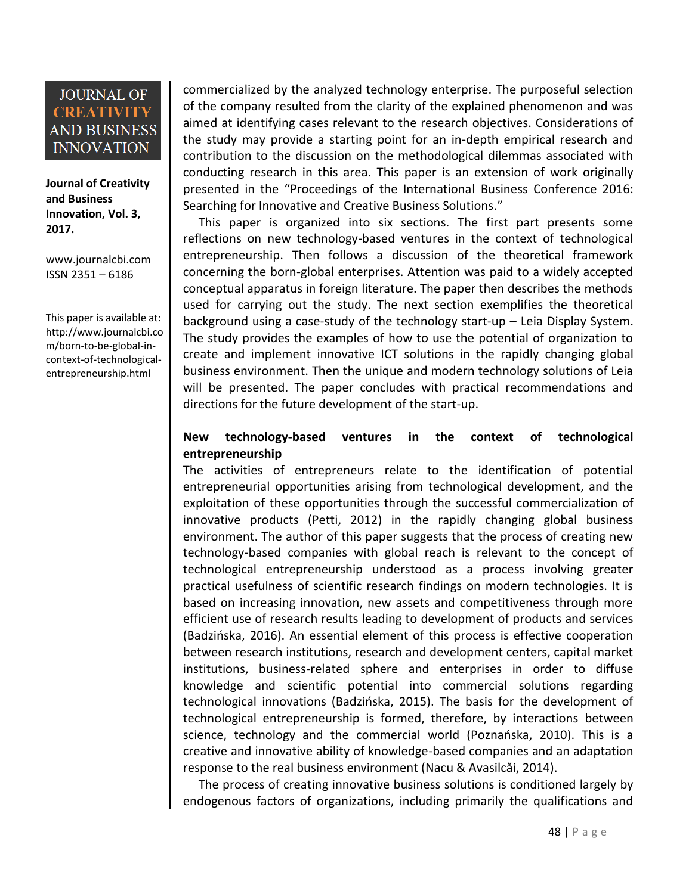commercialized by the analyzed technology enterprise. The purposeful selection of the company resulted from the clarity of the explained phenomenon and was aimed at identifying cases relevant to the research objectives. Considerations of the study may provide a starting point for an in-depth empirical research and contribution to the discussion on the methodological dilemmas associated with conducting research in this area. This paper is an extension of work originally presented in the "Proceedings of the International Business Conference 2016: Searching for Innovative and Creative Business Solutions."

This paper is organized into six sections. The first part presents some reflections on new technology-based ventures in the context of technological entrepreneurship. Then follows a discussion of the theoretical framework concerning the born-global enterprises. Attention was paid to a widely accepted conceptual apparatus in foreign literature. The paper then describes the methods used for carrying out the study. The next section exemplifies the theoretical background using a case-study of the technology start-up – Leia Display System. The study provides the examples of how to use the potential of organization to create and implement innovative ICT solutions in the rapidly changing global business environment. Then the unique and modern technology solutions of Leia will be presented. The paper concludes with practical recommendations and directions for the future development of the start-up.

**New technology-based ventures in the context of technological entrepreneurship**

The activities of entrepreneurs relate to the identification of potential entrepreneurial opportunities arising from technological development, and the exploitation of these opportunities through the successful commercialization of innovative products (Petti, 2012) in the rapidly changing global business environment. The author of this paper suggests that the process of creating new technology-based companies with global reach is relevant to the concept of technological entrepreneurship understood as a process involving greater practical usefulness of scientific research findings on modern technologies. It is based on increasing innovation, new assets and competitiveness through more efficient use of research results leading to development of products and services (Badzińska, 2016). An essential element of this process is effective cooperation between research institutions, research and development centers, capital market institutions, business-related sphere and enterprises in order to diffuse knowledge and scientific potential into commercial solutions regarding technological innovations (Badzińska, 2015). The basis for the development of technological entrepreneurship is formed, therefore, by interactions between science, technology and the commercial world (Poznańska, 2010). This is a creative and innovative ability of knowledge-based companies and an adaptation response to the real business environment (Nacu & Avasilcăi, 2014).

The process of creating innovative business solutions is conditioned largely by endogenous factors of organizations, including primarily the qualifications and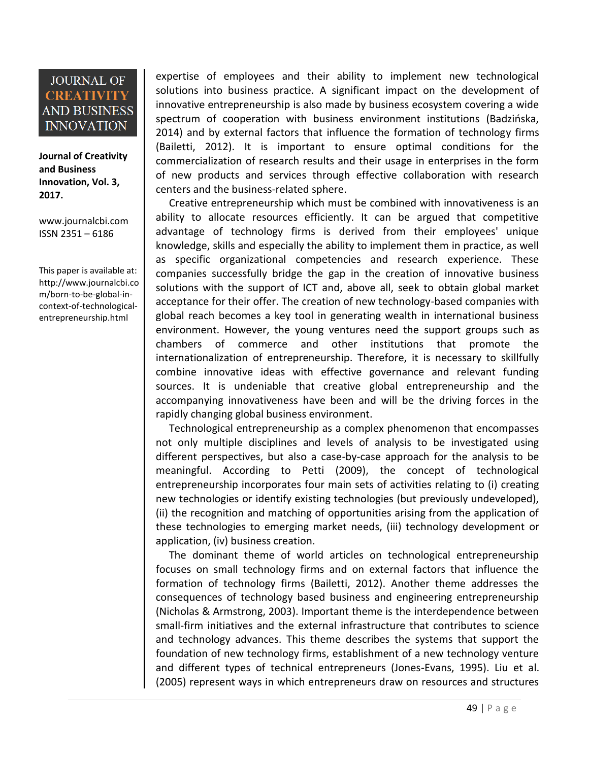expertise of employees and their ability to implement new technological solutions into business practice. A significant impact on the development of innovative entrepreneurship is also made by business ecosystem covering a wide spectrum of cooperation with business environment institutions (Badzińska, 2014) and by external factors that influence the formation of technology firms (Bailetti, 2012). It is important to ensure optimal conditions for the commercialization of research results and their usage in enterprises in the form of new products and services through effective collaboration with research centers and the business-related sphere.

Creative entrepreneurship which must be combined with innovativeness is an ability to allocate resources efficiently. It can be argued that competitive advantage of technology firms is derived from their employees' unique knowledge, skills and especially the ability to implement them in practice, as well as specific organizational competencies and research experience. These companies successfully bridge the gap in the creation of innovative business solutions with the support of ICT and, above all, seek to obtain global market acceptance for their offer. The creation of new technology-based companies with global reach becomes a key tool in generating wealth in international business environment. However, the young ventures need the support groups such as chambers of commerce and other institutions that promote the internationalization of entrepreneurship. Therefore, it is necessary to skillfully combine innovative ideas with effective governance and relevant funding sources. It is undeniable that creative global entrepreneurship and the accompanying innovativeness have been and will be the driving forces in the rapidly changing global business environment.

Technological entrepreneurship as a complex phenomenon that encompasses not only multiple disciplines and levels of analysis to be investigated using different perspectives, but also a case-by-case approach for the analysis to be meaningful. According to Petti (2009), the concept of technological entrepreneurship incorporates four main sets of activities relating to (i) creating new technologies or identify existing technologies (but previously undeveloped), (ii) the recognition and matching of opportunities arising from the application of these technologies to emerging market needs, (iii) technology development or application, (iv) business creation.

The dominant theme of world articles on technological entrepreneurship focuses on small technology firms and on external factors that influence the formation of technology firms (Bailetti, 2012). Another theme addresses the consequences of technology based business and engineering entrepreneurship (Nicholas & Armstrong, 2003). Important theme is the interdependence between small-firm initiatives and the external infrastructure that contributes to science and technology advances. This theme describes the systems that support the foundation of new technology firms, establishment of a new technology venture and different types of technical entrepreneurs (Jones-Evans, 1995). Liu et al. (2005) represent ways in which entrepreneurs draw on resources and structures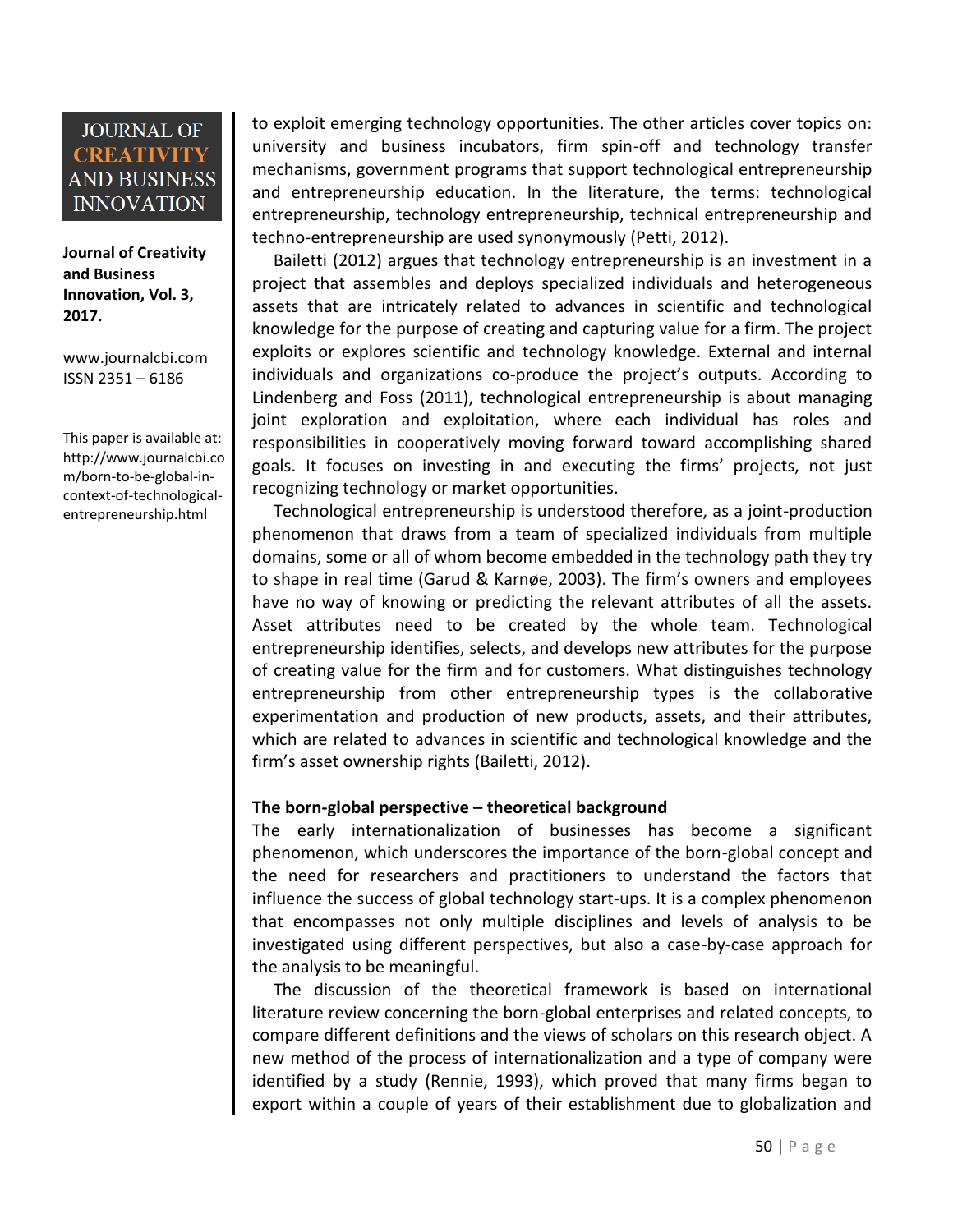to exploit emerging technology opportunities. The other articles cover topics on: university and business incubators, firm spin-off and technology transfer mechanisms, government programs that support technological entrepreneurship and entrepreneurship education. In the literature, the terms: technological entrepreneurship, technology entrepreneurship, technical entrepreneurship and techno-entrepreneurship are used synonymously (Petti, 2012).

Bailetti (2012) argues that technology entrepreneurship is an investment in a project that assembles and deploys specialized individuals and heterogeneous assets that are intricately related to advances in scientific and technological knowledge for the purpose of creating and capturing value for a firm. The project exploits or explores scientific and technology knowledge. External and internal individuals and organizations co-produce the project's outputs. According to Lindenberg and Foss (2011), technological entrepreneurship is about managing joint exploration and exploitation, where each individual has roles and responsibilities in cooperatively moving forward toward accomplishing shared goals. It focuses on investing in and executing the firms' projects, not just recognizing technology or market opportunities.

Technological entrepreneurship is understood therefore, as a joint-production phenomenon that draws from a team of specialized individuals from multiple domains, some or all of whom become embedded in the technology path they try to shape in real time (Garud & Karnøe, 2003). The firm's owners and employees have no way of knowing or predicting the relevant attributes of all the assets. Asset attributes need to be created by the whole team. Technological entrepreneurship identifies, selects, and develops new attributes for the purpose of creating value for the firm and for customers. What distinguishes technology entrepreneurship from other entrepreneurship types is the collaborative experimentation and production of new products, assets, and their attributes, which are related to advances in scientific and technological knowledge and the firm's asset ownership rights (Bailetti, 2012).

### The born-global perspective – theoretical background

The early internationalization of businesses has become a significant phenomenon, which underscores the importance of the born-global concept and the need for researchers and practitioners to understand the factors that influence the success of global technology start-ups. It is a complex phenomenon that encompasses not only multiple disciplines and levels of analysis to be investigated using different perspectives, but also a case-by-case approach for the analysis to be meaningful.

The discussion of the theoretical framework is based on international literature review concerning the born-global enterprises and related concepts, to compare different definitions and the views of scholars on this research object. A new method of the process of internationalization and a type of company were identified by a study (Rennie, 1993), which proved that many firms began to export within a couple of years of their establishment due to globalization and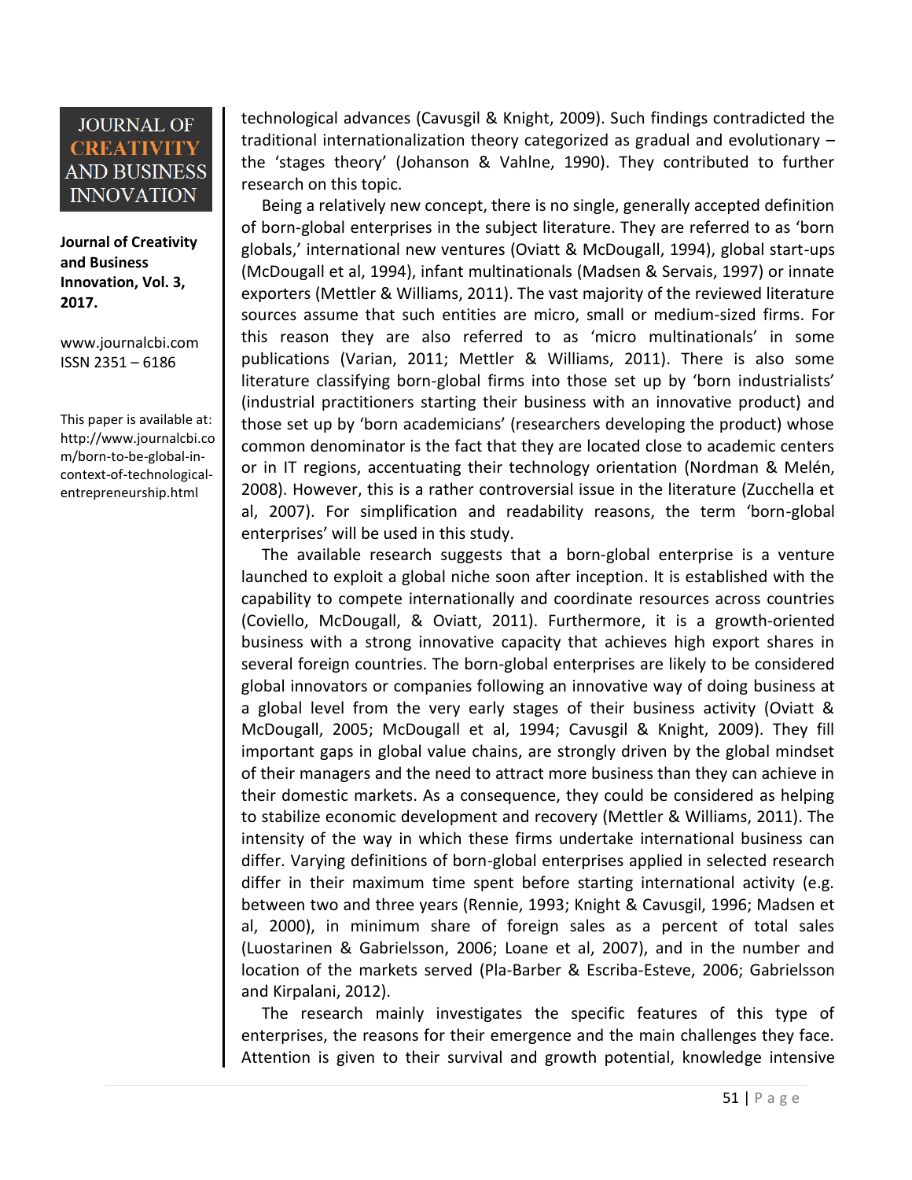technological advances (Cavusgil & Knight, 2009). Such findings contradicted the traditional internationalization theory categorized as gradual and evolutionary – the 'stages theory' (Johanson & Vahlne, 1990). They contributed to further research on this topic.

Being a relatively new concept, there is no single, generally accepted definition of born-global enterprises in the subject literature. They are referred to as 'born globals,' international new ventures (Oviatt & McDougall, 1994), global start-ups (McDougall et al, 1994), infant multinationals (Madsen & Servais, 1997) or innate exporters (Mettler & Williams, 2011). The vast majority of the reviewed literature sources assume that such entities are micro, small or medium-sized firms. For this reason they are also referred to as 'micro multinationals' in some publications (Varian, 2011; Mettler & Williams, 2011). There is also some literature classifying born-global firms into those set up by 'born industrialists' (industrial practitioners starting their business with an innovative product) and those set up by 'born academicians' (researchers developing the product) whose common denominator is the fact that they are located close to academic centers or in IT regions, accentuating their technology orientation (Nordman & Melén, 2008). However, this is a rather controversial issue in the literature (Zucchella et al, 2007). For simplification and readability reasons, the term 'born-global enterprises' will be used in this study.

The available research suggests that a born-global enterprise is a venture launched to exploit a global niche soon after inception. It is established with the capability to compete internationally and coordinate resources across countries (Coviello, McDougall, & Oviatt, 2011). Furthermore, it is a growth-oriented business with a strong innovative capacity that achieves high export shares in several foreign countries. The born-global enterprises are likely to be considered global innovators or companies following an innovative way of doing business at a global level from the very early stages of their business activity (Oviatt & McDougall, 2005; McDougall et al, 1994; Cavusgil & Knight, 2009). They fill important gaps in global value chains, are strongly driven by the global mindset of their managers and the need to attract more business than they can achieve in their domestic markets. As a consequence, they could be considered as helping to stabilize economic development and recovery (Mettler & Williams, 2011). The intensity of the way in which these firms undertake international business can differ. Varying definitions of born-global enterprises applied in selected research differ in their maximum time spent before starting international activity (e.g. between two and three years (Rennie, 1993; Knight & Cavusgil, 1996; Madsen et al, 2000), in minimum share of foreign sales as a percent of total sales (Luostarinen & Gabrielsson, 2006; Loane et al, 2007), and in the number and location of the markets served (Pla-Barber & Escriba-Esteve, 2006; Gabrielsson and Kirpalani, 2012).

The research mainly investigates the specific features of this type of enterprises, the reasons for their emergence and the main challenges they face. Attention is given to their survival and growth potential, knowledge intensive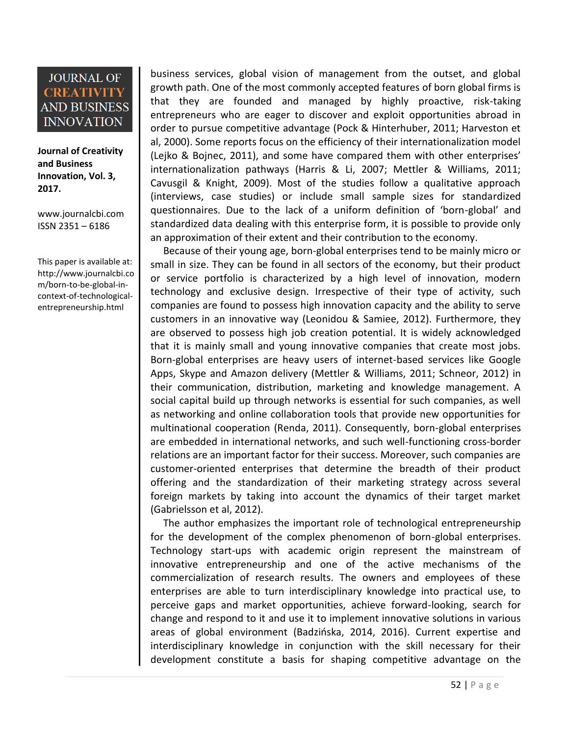business services, global vision of management from the outset, and global growth path. One of the most commonly accepted features of born global firms is that they are founded and managed by highly proactive, risk-taking entrepreneurs who are eager to discover and exploit opportunities abroad in order to pursue competitive advantage (Pock & Hinterhuber, 2011; Harveston et al, 2000). Some reports focus on the efficiency of their internationalization model (Lejko & Bojnec, 2011), and some have compared them with other enterprises' internationalization pathways (Harris & Li, 2007; Mettler & Williams, 2011; Cavusgil & Knight, 2009). Most of the studies follow a qualitative approach (interviews, case studies) or include small sample sizes for standardized questionnaires. Due to the lack of a uniform definition of 'born-global' and standardized data dealing with this enterprise form, it is possible to provide only an approximation of their extent and their contribution to the economy.

Because of their young age, born-global enterprises tend to be mainly micro or small in size. They can be found in all sectors of the economy, but their product or service portfolio is characterized by a high level of innovation, modern technology and exclusive design. Irrespective of their type of activity, such companies are found to possess high innovation capacity and the ability to serve customers in an innovative way (Leonidou & Samiee, 2012). Furthermore, they are observed to possess high job creation potential. It is widely acknowledged that it is mainly small and young innovative companies that create most jobs. Born-global enterprises are heavy users of internet-based services like Google Apps, Skype and Amazon delivery (Mettler & Williams, 2011; Schneor, 2012) in their communication, distribution, marketing and knowledge management. A social capital build up through networks is essential for such companies, as well as networking and online collaboration tools that provide new opportunities for multinational cooperation (Renda, 2011). Consequently, born-global enterprises are embedded in international networks, and such well-functioning cross-border relations are an important factor for their success. Moreover, such companies are customer-oriented enterprises that determine the breadth of their product offering and the standardization of their marketing strategy across several foreign markets by taking into account the dynamics of their target market (Gabrielsson et al, 2012).

The author emphasizes the important role of technological entrepreneurship for the development of the complex phenomenon of born-global enterprises. Technology start-ups with academic origin represent the mainstream of innovative entrepreneurship and one of the active mechanisms of the commercialization of research results. The owners and employees of these enterprises are able to turn interdisciplinary knowledge into practical use, to perceive gaps and market opportunities, achieve forward-looking, search for change and respond to it and use it to implement innovative solutions in various areas of global environment (Badzińska, 2014, 2016). Current expertise and interdisciplinary knowledge in conjunction with the skill necessary for their development constitute a basis for shaping competitive advantage on the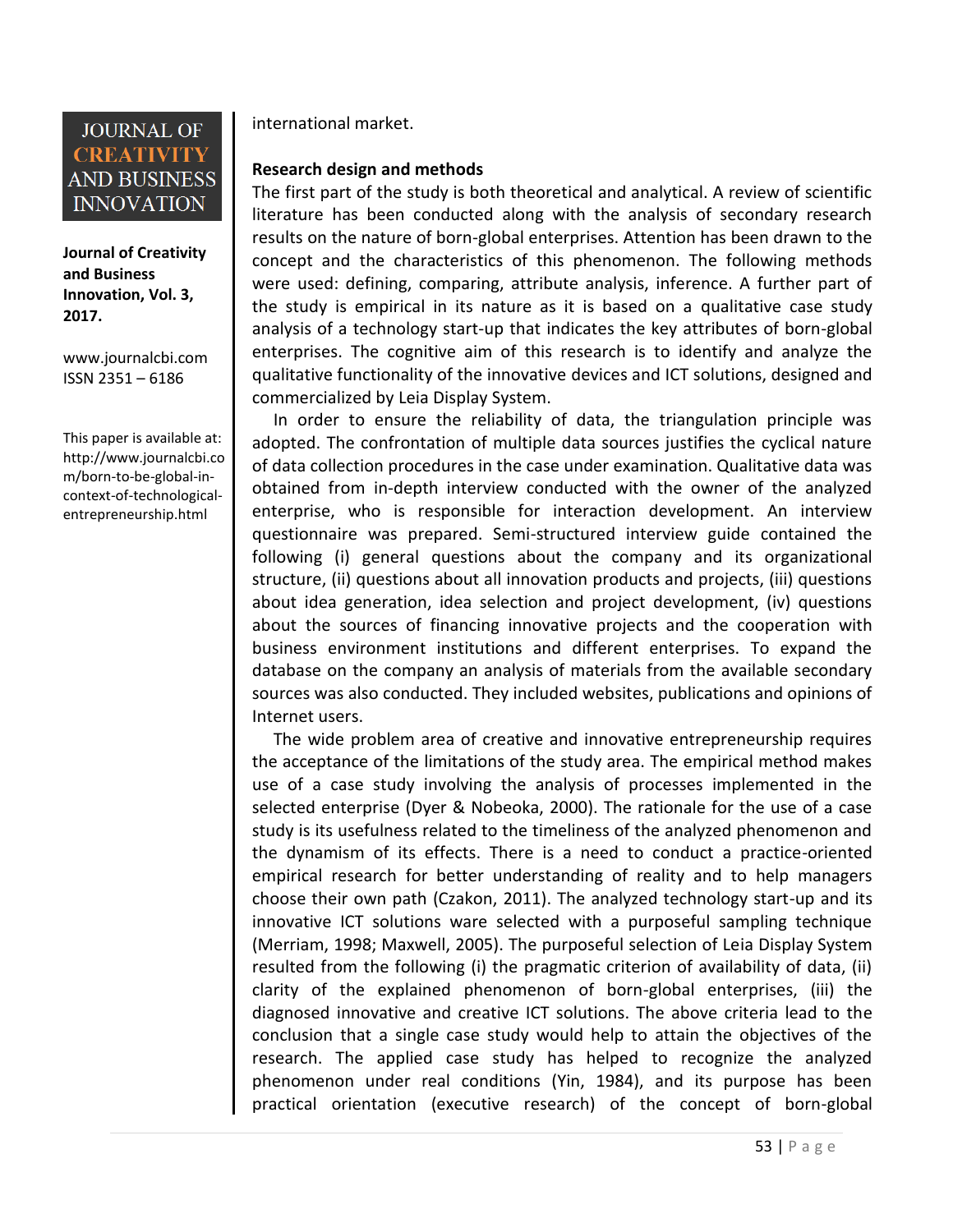international market.

**Research design and methods**

The first part of the study is both theoretical and analytical. A review of scientific literature has been conducted along with the analysis of secondary research results on the nature of born-global enterprises. Attention has been drawn to the concept and the characteristics of this phenomenon. The following methods were used: defining, comparing, attribute analysis, inference. A further part of the study is empirical in its nature as it is based on a qualitative case study analysis of a technology start-up that indicates the key attributes of born-global enterprises. The cognitive aim of this research is to identify and analyze the qualitative functionality of the innovative devices and ICT solutions, designed and commercialized by Leia Display System.

In order to ensure the reliability of data, the triangulation principle was adopted. The confrontation of multiple data sources justifies the cyclical nature of data collection procedures in the case under examination. Qualitative data was obtained from in-depth interview conducted with the owner of the analyzed enterprise, who is responsible for interaction development. An interview questionnaire was prepared. Semi-structured interview guide contained the following (i) general questions about the company and its organizational structure, (ii) questions about all innovation products and projects, (iii) questions about idea generation, idea selection and project development, (iv) questions about the sources of financing innovative projects and the cooperation with business environment institutions and different enterprises. To expand the database on the company an analysis of materials from the available secondary sources was also conducted. They included websites, publications and opinions of Internet users.

The wide problem area of creative and innovative entrepreneurship requires the acceptance of the limitations of the study area. The empirical method makes use of a case study involving the analysis of processes implemented in the selected enterprise (Dyer & Nobeoka, 2000). The rationale for the use of a case study is its usefulness related to the timeliness of the analyzed phenomenon and the dynamism of its effects. There is a need to conduct a practice-oriented empirical research for better understanding of reality and to help managers choose their own path (Czakon, 2011). The analyzed technology start-up and its innovative ICT solutions ware selected with a purposeful sampling technique (Merriam, 1998; Maxwell, 2005). The purposeful selection of Leia Display System resulted from the following (i) the pragmatic criterion of availability of data, (ii) clarity of the explained phenomenon of born-global enterprises, (iii) the diagnosed innovative and creative ICT solutions. The above criteria lead to the conclusion that a single case study would help to attain the objectives of the research. The applied case study has helped to recognize the analyzed phenomenon under real conditions (Yin, 1984), and its purpose has been practical orientation (executive research) of the concept of born-global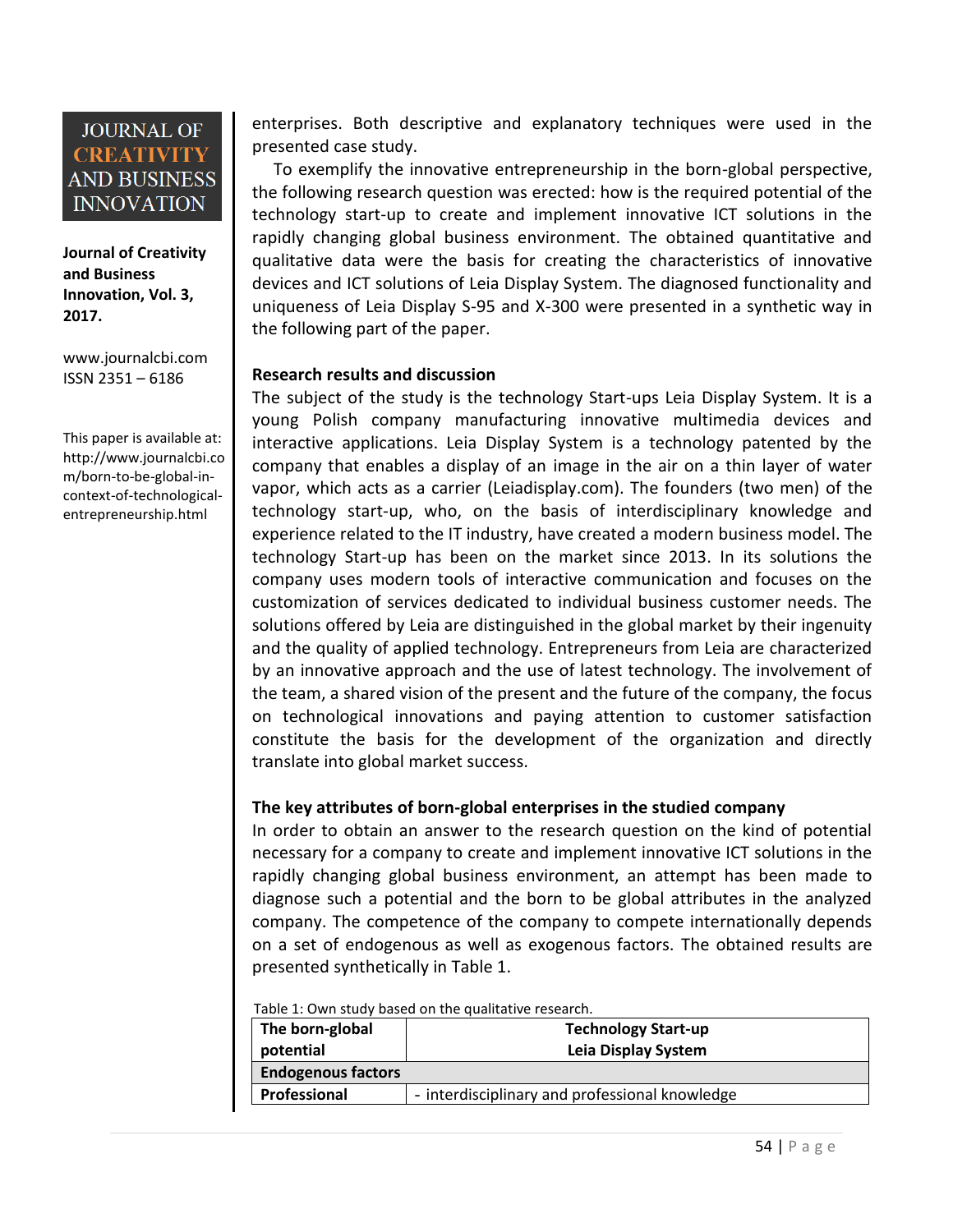enterprises. Both descriptive and explanatory techniques were used in the presented case study.

To exemplify the innovative entrepreneurship in the born-global perspective, the following research question was erected: how is the required potential of the technology start-up to create and implement innovative ICT solutions in the rapidly changing global business environment. The obtained quantitative and qualitative data were the basis for creating the characteristics of innovative devices and ICT solutions of Leia Display System. The diagnosed functionality and uniqueness of Leia Display S-95 and X-300 were presented in a synthetic way in the following part of the paper.

## Research results and discussion

The subject of the study is the technology Start-ups Leia Display System. It is a young Polish company manufacturing innovative multimedia devices and interactive applications. Leia Display System is a technology patented by the company that enables a display of an image in the air on a thin layer of water vapor, which acts as a carrier (Leiadisplay.com). The founders (two men) of the technology start-up, who, on the basis of interdisciplinary knowledge and experience related to the IT industry, have created a modern business model. The technology Start-up has been on the market since 2013. In its solutions the company uses modern tools of interactive communication and focuses on the customization of services dedicated to individual business customer needs. The solutions offered by Leia are distinguished in the global market by their ingenuity and the quality of applied technology. Entrepreneurs from Leia are characterized by an innovative approach and the use of latest technology. The involvement of the team, a shared vision of the present and the future of the company, the focus on technological innovations and paying attention to customer satisfaction constitute the basis for the development of the organization and directly translate into global market success.

### The key attributes of born-global enterprises in the studied company

In order to obtain an answer to the research question on the kind of potential necessary for a company to create and implement innovative ICT solutions in the rapidly changing global business environment, an attempt has been made to diagnose such a potential and the born to be global attributes in the analyzed company. The competence of the company to compete internationally depends on a set of endogenous as well as exogenous factors. The obtained results are presented synthetically in Table 1.

Table 1: Own study based on the qualitative research.

| The born-global potential | Technology Start-up Leia Display System |
|---|---|
| **Endogenous factors** | |
| **Professional** | - interdisciplinary and professional knowledge |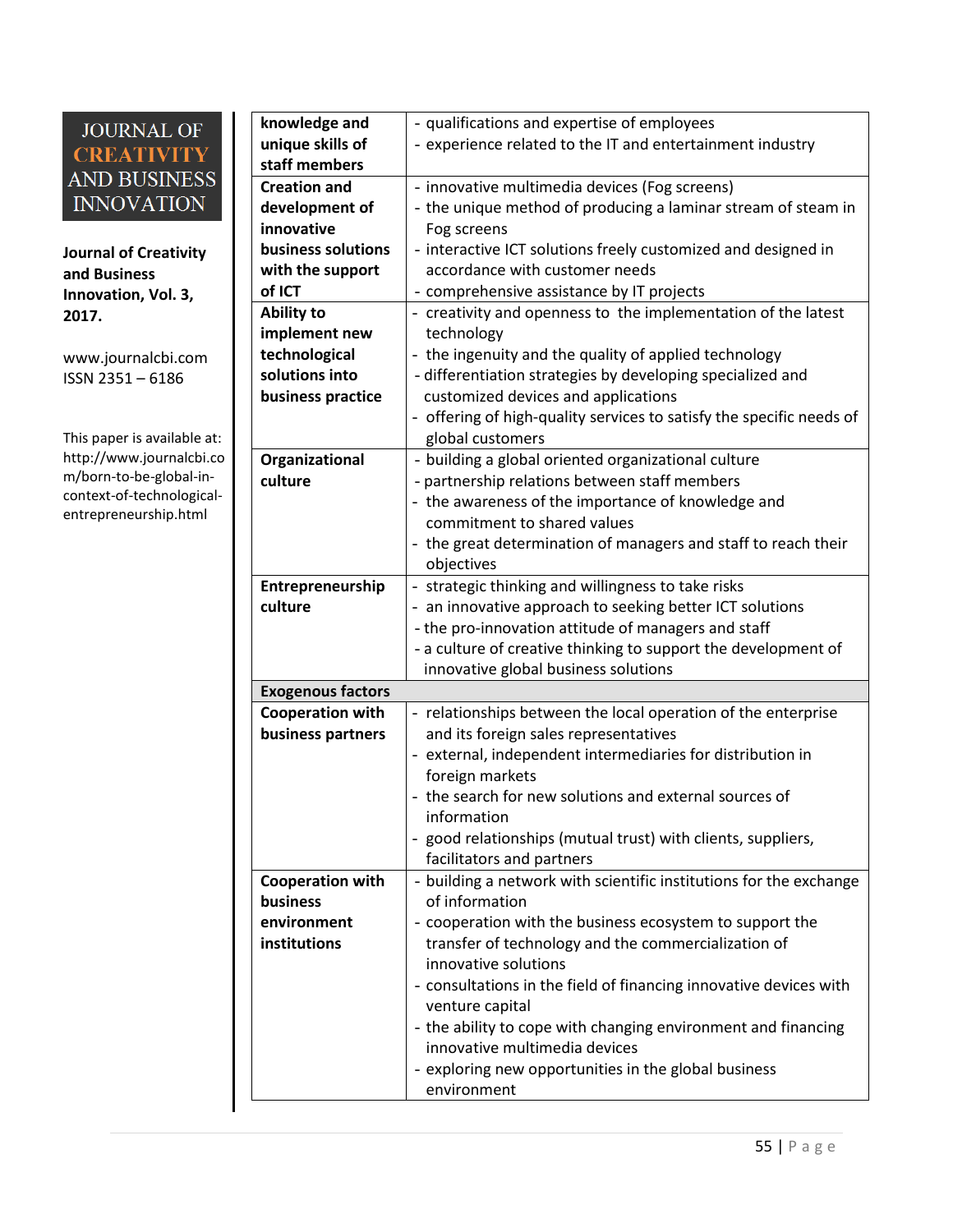| | |
|---|---|
| **knowledge and unique skills of staff members** | - qualifications and expertise of employees<br>- experience related to the IT and entertainment industry |
| **Creation and development of innovative business solutions with the support of ICT** | - innovative multimedia devices (Fog screens)<br>- the unique method of producing a laminar stream of steam in Fog screens<br>- interactive ICT solutions freely customized and designed in accordance with customer needs<br>- comprehensive assistance by IT projects |
| **Ability to implement new technological solutions into business practice** | - creativity and openness to the implementation of the latest technology<br>- the ingenuity and the quality of applied technology<br>- differentiation strategies by developing specialized and customized devices and applications<br>- offering of high-quality services to satisfy the specific needs of global customers |
| **Organizational culture** | - building a global oriented organizational culture<br>- partnership relations between staff members<br>- the awareness of the importance of knowledge and commitment to shared values<br>- the great determination of managers and staff to reach their objectives |
| **Entrepreneurship culture** | - strategic thinking and willingness to take risks<br>- an innovative approach to seeking better ICT solutions<br>- the pro-innovation attitude of managers and staff<br>- a culture of creative thinking to support the development of innovative global business solutions |
| **Exogenous factors** | |
| **Cooperation with business partners** | - relationships between the local operation of the enterprise and its foreign sales representatives<br>- external, independent intermediaries for distribution in foreign markets<br>- the search for new solutions and external sources of information<br>- good relationships (mutual trust) with clients, suppliers, facilitators and partners |
| **Cooperation with business environment institutions** | - building a network with scientific institutions for the exchange of information<br>- cooperation with the business ecosystem to support the transfer of technology and the commercialization of innovative solutions<br>- consultations in the field of financing innovative devices with venture capital<br>- the ability to cope with changing environment and financing innovative multimedia devices<br>- exploring new opportunities in the global business environment |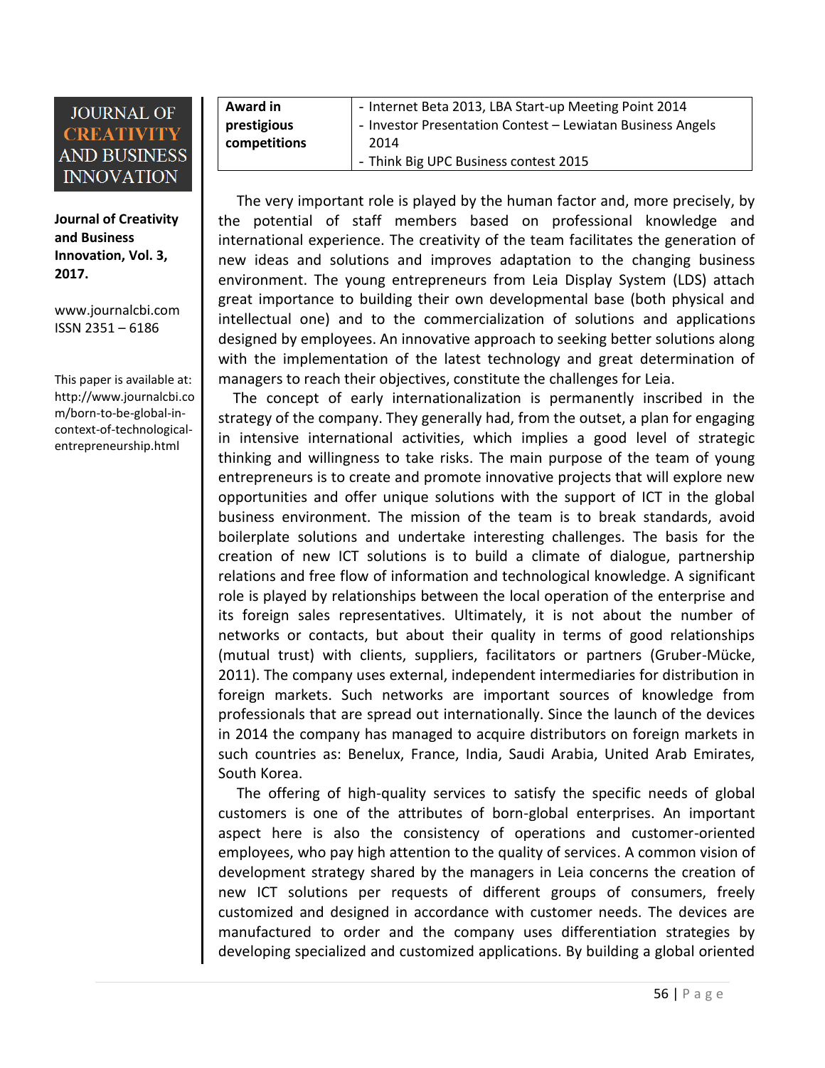| Award in prestigious competitions | - Internet Beta 2013, LBA Start-up Meeting Point 2014<br>- Investor Presentation Contest – Lewiatan Business Angels 2014<br>- Think Big UPC Business contest 2015 |
|---|---|

The very important role is played by the human factor and, more precisely, by the potential of staff members based on professional knowledge and international experience. The creativity of the team facilitates the generation of new ideas and solutions and improves adaptation to the changing business environment. The young entrepreneurs from Leia Display System (LDS) attach great importance to building their own developmental base (both physical and intellectual one) and to the commercialization of solutions and applications designed by employees. An innovative approach to seeking better solutions along with the implementation of the latest technology and great determination of managers to reach their objectives, constitute the challenges for Leia.

The concept of early internationalization is permanently inscribed in the strategy of the company. They generally had, from the outset, a plan for engaging in intensive international activities, which implies a good level of strategic thinking and willingness to take risks. The main purpose of the team of young entrepreneurs is to create and promote innovative projects that will explore new opportunities and offer unique solutions with the support of ICT in the global business environment. The mission of the team is to break standards, avoid boilerplate solutions and undertake interesting challenges. The basis for the creation of new ICT solutions is to build a climate of dialogue, partnership relations and free flow of information and technological knowledge. A significant role is played by relationships between the local operation of the enterprise and its foreign sales representatives. Ultimately, it is not about the number of networks or contacts, but about their quality in terms of good relationships (mutual trust) with clients, suppliers, facilitators or partners (Gruber-Mücke, 2011). The company uses external, independent intermediaries for distribution in foreign markets. Such networks are important sources of knowledge from professionals that are spread out internationally. Since the launch of the devices in 2014 the company has managed to acquire distributors on foreign markets in such countries as: Benelux, France, India, Saudi Arabia, United Arab Emirates, South Korea.

The offering of high-quality services to satisfy the specific needs of global customers is one of the attributes of born-global enterprises. An important aspect here is also the consistency of operations and customer-oriented employees, who pay high attention to the quality of services. A common vision of development strategy shared by the managers in Leia concerns the creation of new ICT solutions per requests of different groups of consumers, freely customized and designed in accordance with customer needs. The devices are manufactured to order and the company uses differentiation strategies by developing specialized and customized applications. By building a global oriented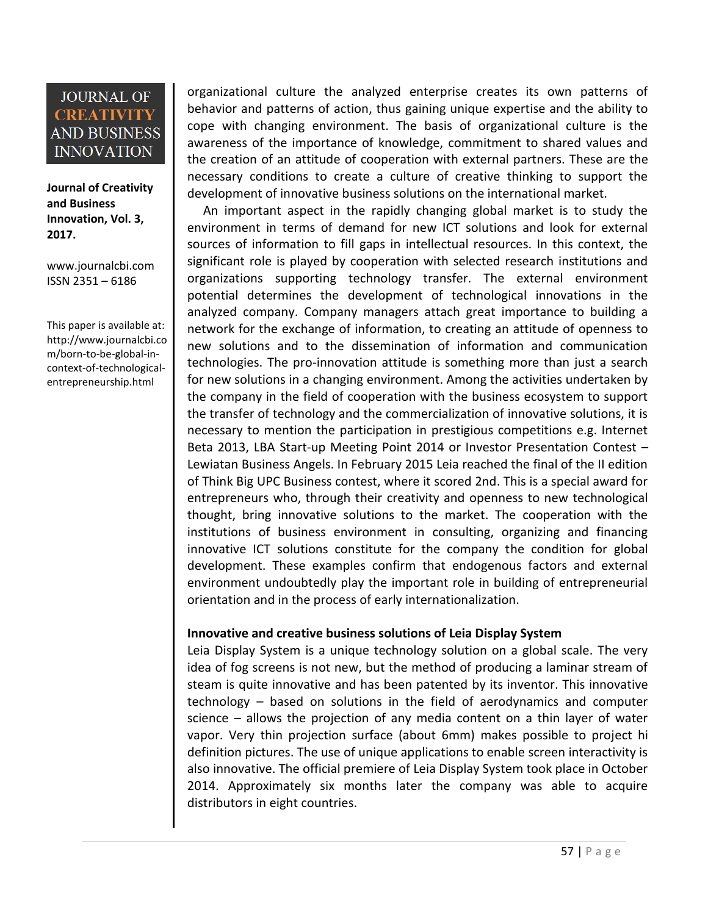organizational culture the analyzed enterprise creates its own patterns of behavior and patterns of action, thus gaining unique expertise and the ability to cope with changing environment. The basis of organizational culture is the awareness of the importance of knowledge, commitment to shared values and the creation of an attitude of cooperation with external partners. These are the necessary conditions to create a culture of creative thinking to support the development of innovative business solutions on the international market.

An important aspect in the rapidly changing global market is to study the environment in terms of demand for new ICT solutions and look for external sources of information to fill gaps in intellectual resources. In this context, the significant role is played by cooperation with selected research institutions and organizations supporting technology transfer. The external environment potential determines the development of technological innovations in the analyzed company. Company managers attach great importance to building a network for the exchange of information, to creating an attitude of openness to new solutions and to the dissemination of information and communication technologies. The pro-innovation attitude is something more than just a search for new solutions in a changing environment. Among the activities undertaken by the company in the field of cooperation with the business ecosystem to support the transfer of technology and the commercialization of innovative solutions, it is necessary to mention the participation in prestigious competitions e.g. Internet Beta 2013, LBA Start-up Meeting Point 2014 or Investor Presentation Contest – Lewiatan Business Angels. In February 2015 Leia reached the final of the II edition of Think Big UPC Business contest, where it scored 2nd. This is a special award for entrepreneurs who, through their creativity and openness to new technological thought, bring innovative solutions to the market. The cooperation with the institutions of business environment in consulting, organizing and financing innovative ICT solutions constitute for the company the condition for global development. These examples confirm that endogenous factors and external environment undoubtedly play the important role in building of entrepreneurial orientation and in the process of early internationalization.

### Innovative and creative business solutions of Leia Display System

Leia Display System is a unique technology solution on a global scale. The very idea of fog screens is not new, but the method of producing a laminar stream of steam is quite innovative and has been patented by its inventor. This innovative technology – based on solutions in the field of aerodynamics and computer science – allows the projection of any media content on a thin layer of water vapor. Very thin projection surface (about 6mm) makes possible to project hi definition pictures. The use of unique applications to enable screen interactivity is also innovative. The official premiere of Leia Display System took place in October 2014. Approximately six months later the company was able to acquire distributors in eight countries.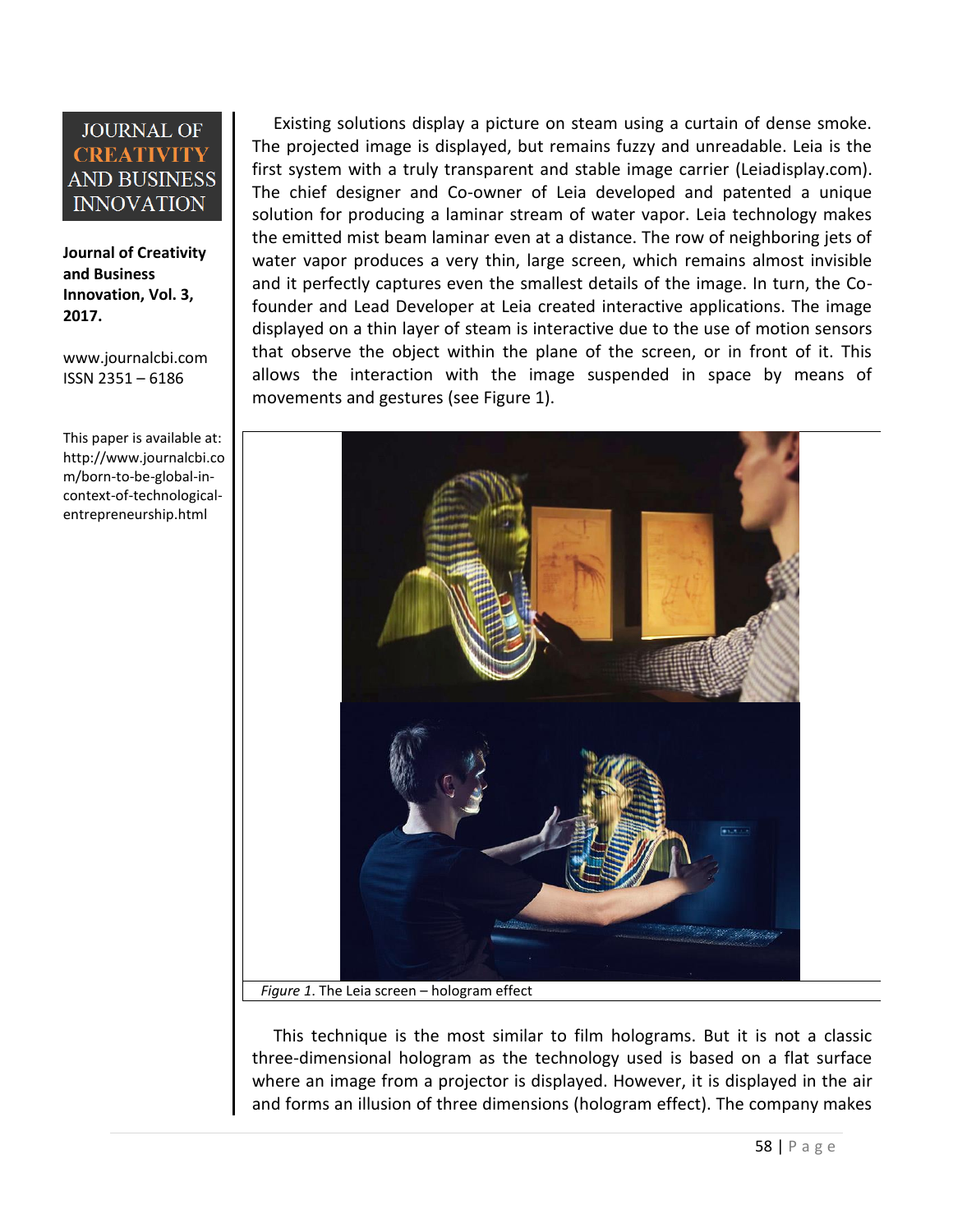Existing solutions display a picture on steam using a curtain of dense smoke. The projected image is displayed, but remains fuzzy and unreadable. Leia is the first system with a truly transparent and stable image carrier (Leiadisplay.com). The chief designer and Co-owner of Leia developed and patented a unique solution for producing a laminar stream of water vapor. Leia technology makes the emitted mist beam laminar even at a distance. The row of neighboring jets of water vapor produces a very thin, large screen, which remains almost invisible and it perfectly captures even the smallest details of the image. In turn, the Co-founder and Lead Developer at Leia created interactive applications. The image displayed on a thin layer of steam is interactive due to the use of motion sensors that observe the object within the plane of the screen, or in front of it. This allows the interaction with the image suspended in space by means of movements and gestures (see Figure 1).

*Figure 1*. The Leia screen – hologram effect

This technique is the most similar to film holograms. But it is not a classic three-dimensional hologram as the technology used is based on a flat surface where an image from a projector is displayed. However, it is displayed in the air and forms an illusion of three dimensions (hologram effect). The company makes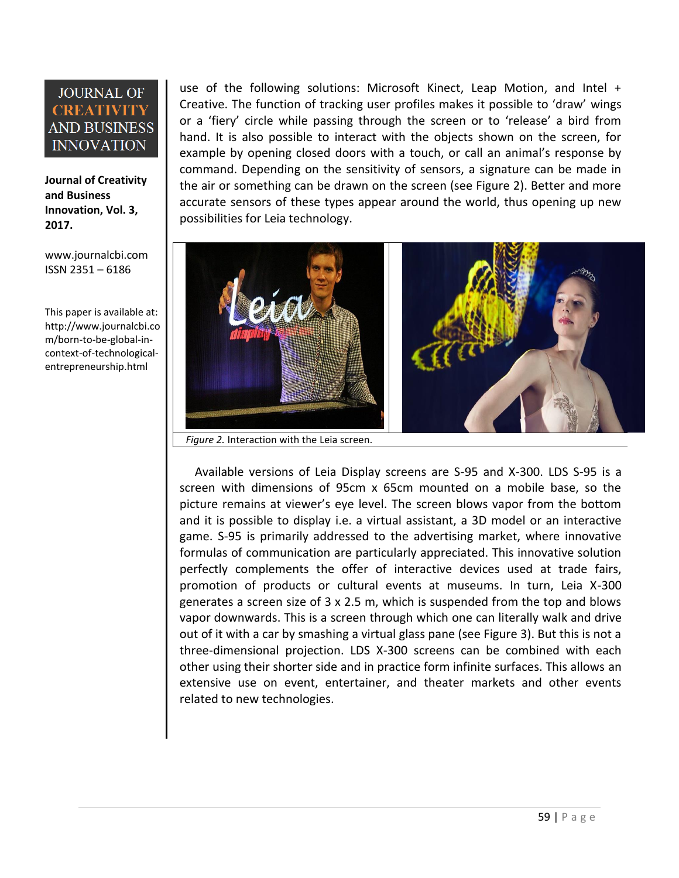use of the following solutions: Microsoft Kinect, Leap Motion, and Intel + Creative. The function of tracking user profiles makes it possible to 'draw' wings or a 'fiery' circle while passing through the screen or to 'release' a bird from hand. It is also possible to interact with the objects shown on the screen, for example by opening closed doors with a touch, or call an animal's response by command. Depending on the sensitivity of sensors, a signature can be made in the air or something can be drawn on the screen (see Figure 2). Better and more accurate sensors of these types appear around the world, thus opening up new possibilities for Leia technology.

*Figure 2.* Interaction with the Leia screen.

Available versions of Leia Display screens are S-95 and X-300. LDS S-95 is a screen with dimensions of 95cm x 65cm mounted on a mobile base, so the picture remains at viewer's eye level. The screen blows vapor from the bottom and it is possible to display i.e. a virtual assistant, a 3D model or an interactive game. S-95 is primarily addressed to the advertising market, where innovative formulas of communication are particularly appreciated. This innovative solution perfectly complements the offer of interactive devices used at trade fairs, promotion of products or cultural events at museums. In turn, Leia X-300 generates a screen size of 3 x 2.5 m, which is suspended from the top and blows vapor downwards. This is a screen through which one can literally walk and drive out of it with a car by smashing a virtual glass pane (see Figure 3). But this is not a three-dimensional projection. LDS X-300 screens can be combined with each other using their shorter side and in practice form infinite surfaces. This allows an extensive use on event, entertainer, and theater markets and other events related to new technologies.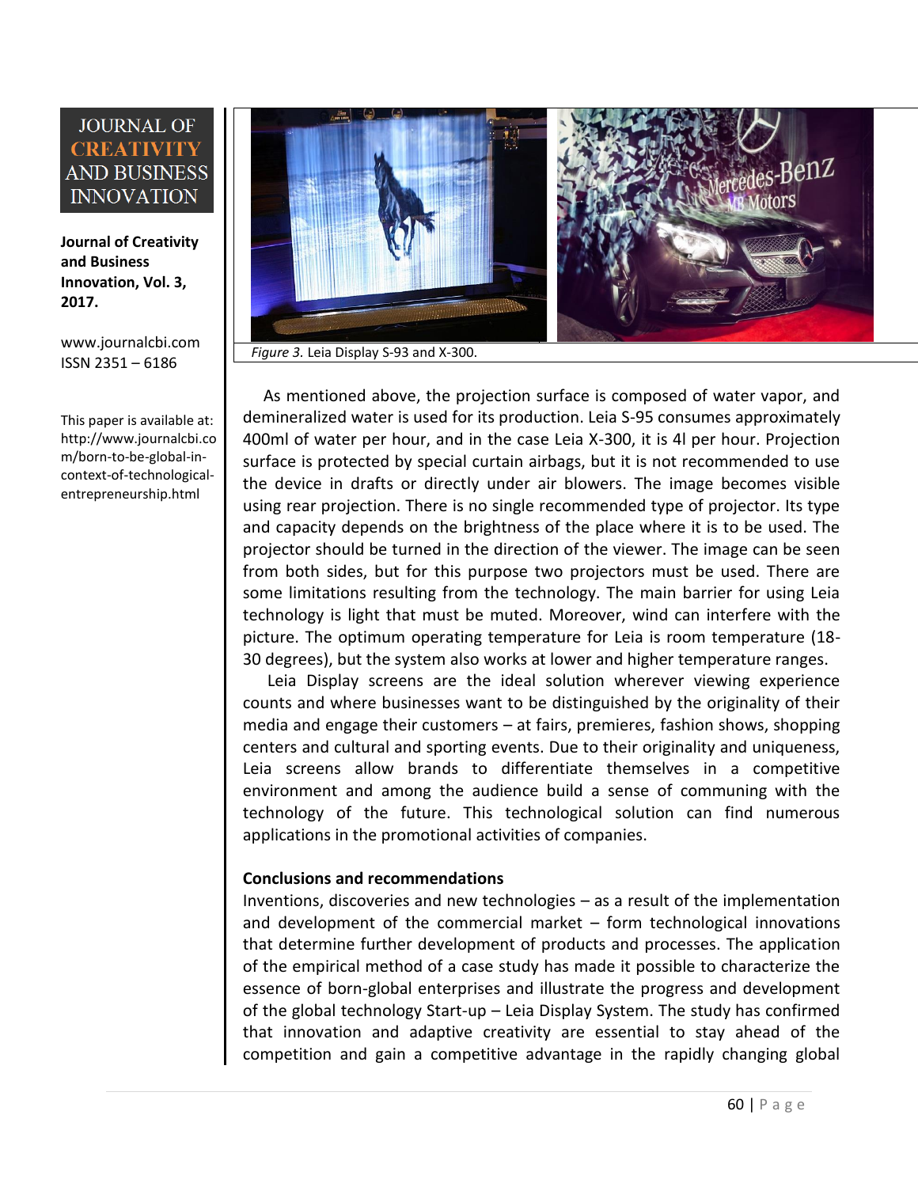*Figure 3.* Leia Display S-93 and X-300.

As mentioned above, the projection surface is composed of water vapor, and demineralized water is used for its production. Leia S-95 consumes approximately 400ml of water per hour, and in the case Leia X-300, it is 4l per hour. Projection surface is protected by special curtain airbags, but it is not recommended to use the device in drafts or directly under air blowers. The image becomes visible using rear projection. There is no single recommended type of projector. Its type and capacity depends on the brightness of the place where it is to be used. The projector should be turned in the direction of the viewer. The image can be seen from both sides, but for this purpose two projectors must be used. There are some limitations resulting from the technology. The main barrier for using Leia technology is light that must be muted. Moreover, wind can interfere with the picture. The optimum operating temperature for Leia is room temperature (18-30 degrees), but the system also works at lower and higher temperature ranges.

Leia Display screens are the ideal solution wherever viewing experience counts and where businesses want to be distinguished by the originality of their media and engage their customers – at fairs, premieres, fashion shows, shopping centers and cultural and sporting events. Due to their originality and uniqueness, Leia screens allow brands to differentiate themselves in a competitive environment and among the audience build a sense of communing with the technology of the future. This technological solution can find numerous applications in the promotional activities of companies.

**Conclusions and recommendations**

Inventions, discoveries and new technologies – as a result of the implementation and development of the commercial market – form technological innovations that determine further development of products and processes. The application of the empirical method of a case study has made it possible to characterize the essence of born-global enterprises and illustrate the progress and development of the global technology Start-up – Leia Display System. The study has confirmed that innovation and adaptive creativity are essential to stay ahead of the competition and gain a competitive advantage in the rapidly changing global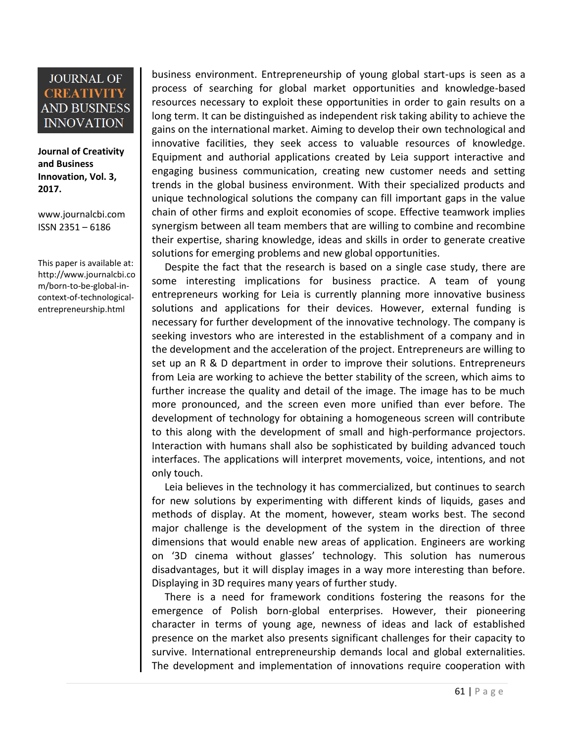business environment. Entrepreneurship of young global start-ups is seen as a process of searching for global market opportunities and knowledge-based resources necessary to exploit these opportunities in order to gain results on a long term. It can be distinguished as independent risk taking ability to achieve the gains on the international market. Aiming to develop their own technological and innovative facilities, they seek access to valuable resources of knowledge. Equipment and authorial applications created by Leia support interactive and engaging business communication, creating new customer needs and setting trends in the global business environment. With their specialized products and unique technological solutions the company can fill important gaps in the value chain of other firms and exploit economies of scope. Effective teamwork implies synergism between all team members that are willing to combine and recombine their expertise, sharing knowledge, ideas and skills in order to generate creative solutions for emerging problems and new global opportunities.

Despite the fact that the research is based on a single case study, there are some interesting implications for business practice. A team of young entrepreneurs working for Leia is currently planning more innovative business solutions and applications for their devices. However, external funding is necessary for further development of the innovative technology. The company is seeking investors who are interested in the establishment of a company and in the development and the acceleration of the project. Entrepreneurs are willing to set up an R & D department in order to improve their solutions. Entrepreneurs from Leia are working to achieve the better stability of the screen, which aims to further increase the quality and detail of the image. The image has to be much more pronounced, and the screen even more unified than ever before. The development of technology for obtaining a homogeneous screen will contribute to this along with the development of small and high-performance projectors. Interaction with humans shall also be sophisticated by building advanced touch interfaces. The applications will interpret movements, voice, intentions, and not only touch.

Leia believes in the technology it has commercialized, but continues to search for new solutions by experimenting with different kinds of liquids, gases and methods of display. At the moment, however, steam works best. The second major challenge is the development of the system in the direction of three dimensions that would enable new areas of application. Engineers are working on '3D cinema without glasses' technology. This solution has numerous disadvantages, but it will display images in a way more interesting than before. Displaying in 3D requires many years of further study.

There is a need for framework conditions fostering the reasons for the emergence of Polish born-global enterprises. However, their pioneering character in terms of young age, newness of ideas and lack of established presence on the market also presents significant challenges for their capacity to survive. International entrepreneurship demands local and global externalities. The development and implementation of innovations require cooperation with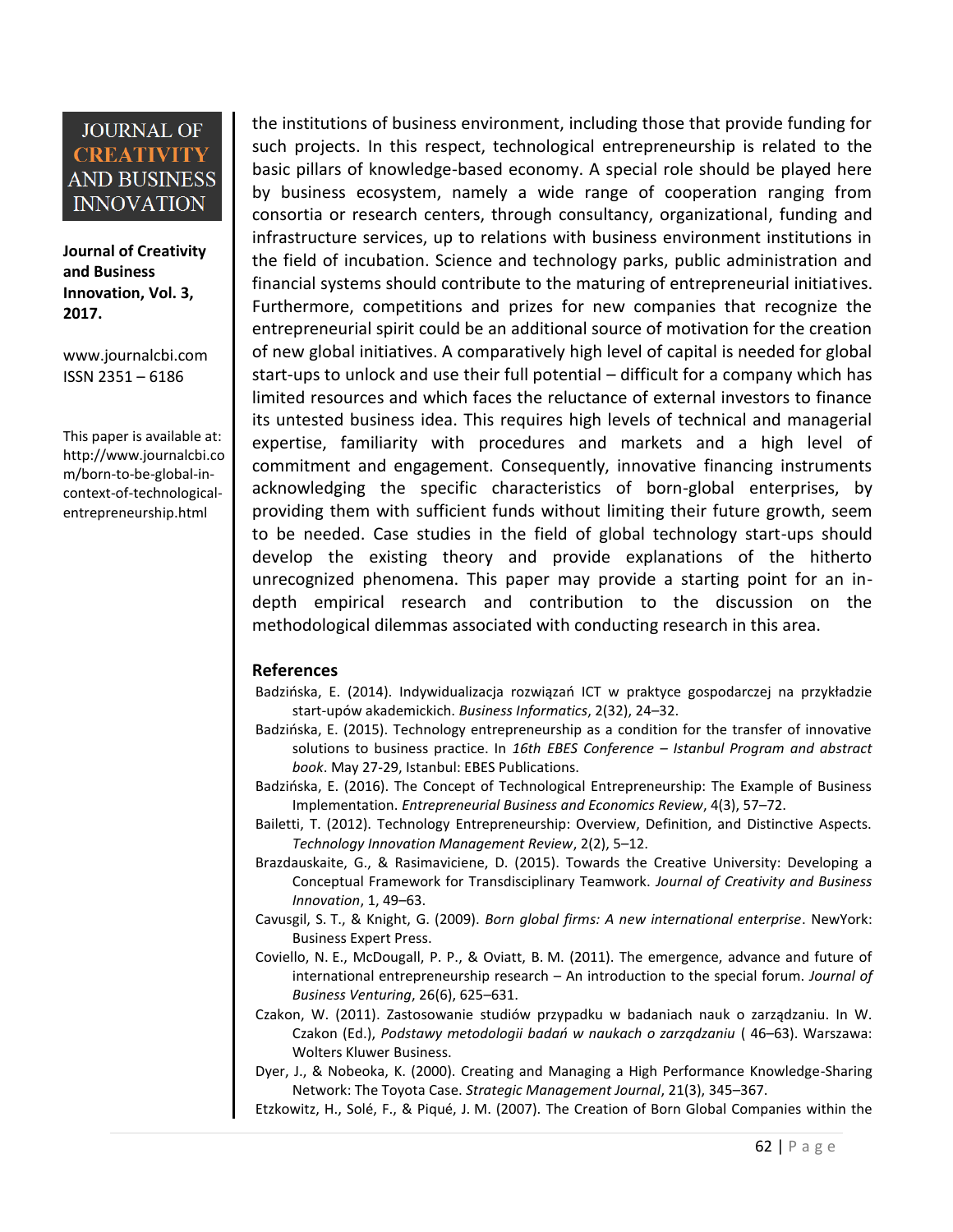the institutions of business environment, including those that provide funding for such projects. In this respect, technological entrepreneurship is related to the basic pillars of knowledge-based economy. A special role should be played here by business ecosystem, namely a wide range of cooperation ranging from consortia or research centers, through consultancy, organizational, funding and infrastructure services, up to relations with business environment institutions in the field of incubation. Science and technology parks, public administration and financial systems should contribute to the maturing of entrepreneurial initiatives. Furthermore, competitions and prizes for new companies that recognize the entrepreneurial spirit could be an additional source of motivation for the creation of new global initiatives. A comparatively high level of capital is needed for global start-ups to unlock and use their full potential – difficult for a company which has limited resources and which faces the reluctance of external investors to finance its untested business idea. This requires high levels of technical and managerial expertise, familiarity with procedures and markets and a high level of commitment and engagement. Consequently, innovative financing instruments acknowledging the specific characteristics of born-global enterprises, by providing them with sufficient funds without limiting their future growth, seem to be needed. Case studies in the field of global technology start-ups should develop the existing theory and provide explanations of the hitherto unrecognized phenomena. This paper may provide a starting point for an in-depth empirical research and contribution to the discussion on the methodological dilemmas associated with conducting research in this area.

## References

Badzińska, E. (2014). Indywidualizacja rozwiązań ICT w praktyce gospodarczej na przykładzie start-upów akademickich. *Business Informatics*, 2(32), 24–32.

Badzińska, E. (2015). Technology entrepreneurship as a condition for the transfer of innovative solutions to business practice. In *16th EBES Conference – Istanbul Program and abstract book*. May 27-29, Istanbul: EBES Publications.

Badzińska, E. (2016). The Concept of Technological Entrepreneurship: The Example of Business Implementation. *Entrepreneurial Business and Economics Review*, 4(3), 57–72.

Bailetti, T. (2012). Technology Entrepreneurship: Overview, Definition, and Distinctive Aspects. *Technology Innovation Management Review*, 2(2), 5–12.

Brazdauskaite, G., & Rasimaviciene, D. (2015). Towards the Creative University: Developing a Conceptual Framework for Transdisciplinary Teamwork. *Journal of Creativity and Business Innovation*, 1, 49–63.

Cavusgil, S. T., & Knight, G. (2009). *Born global firms: A new international enterprise*. NewYork: Business Expert Press.

Coviello, N. E., McDougall, P. P., & Oviatt, B. M. (2011). The emergence, advance and future of international entrepreneurship research – An introduction to the special forum. *Journal of Business Venturing*, 26(6), 625–631.

Czakon, W. (2011). Zastosowanie studiów przypadku w badaniach nauk o zarządzaniu. In W. Czakon (Ed.), *Podstawy metodologii badań w naukach o zarządzaniu* ( 46–63). Warszawa: Wolters Kluwer Business.

Dyer, J., & Nobeoka, K. (2000). Creating and Managing a High Performance Knowledge-Sharing Network: The Toyota Case. *Strategic Management Journal*, 21(3), 345–367.

Etzkowitz, H., Solé, F., & Piqué, J. M. (2007). The Creation of Born Global Companies within the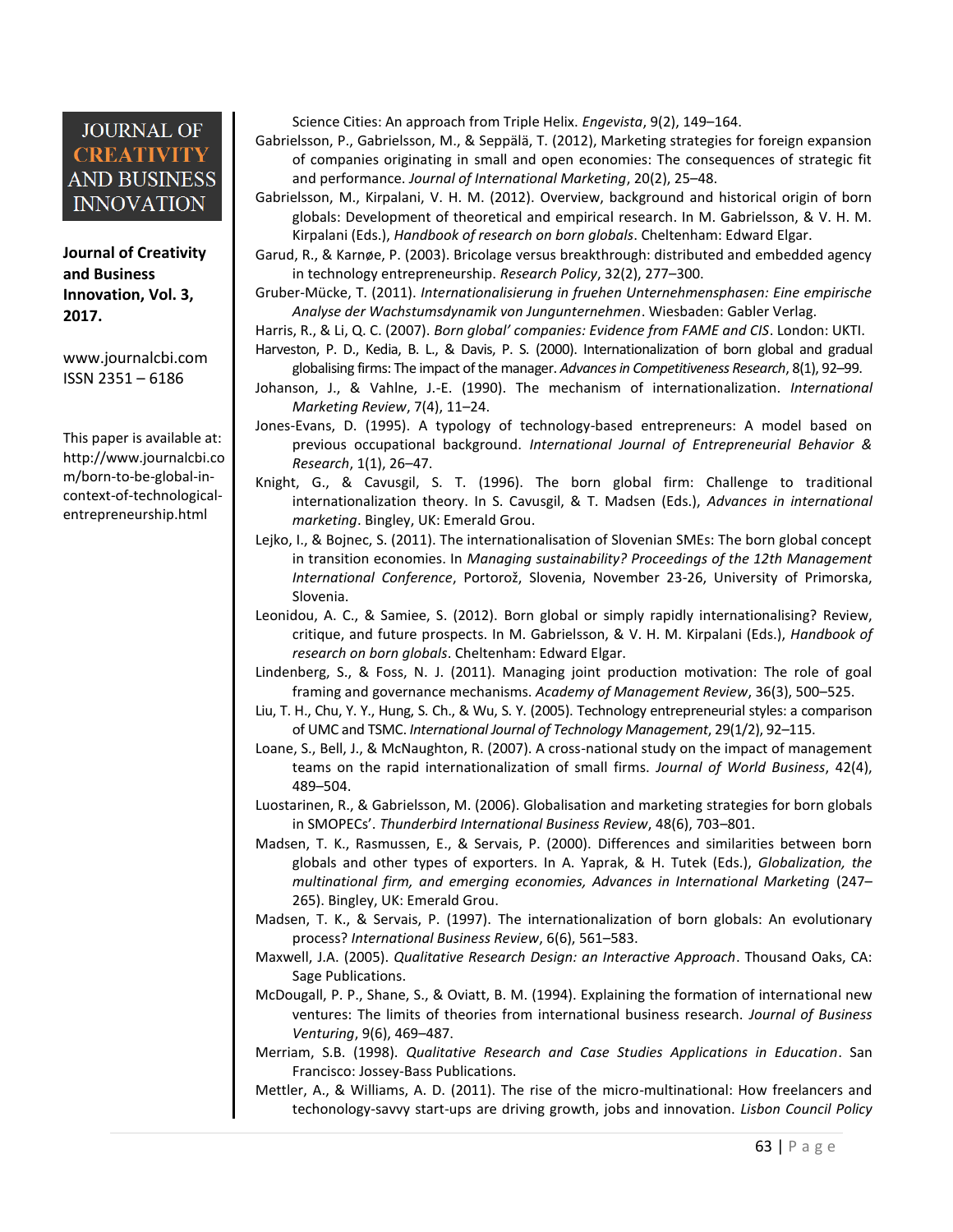Science Cities: An approach from Triple Helix. *Engevista*, 9(2), 149–164.

Gabrielsson, P., Gabrielsson, M., & Seppälä, T. (2012), Marketing strategies for foreign expansion of companies originating in small and open economies: The consequences of strategic fit and performance. *Journal of International Marketing*, 20(2), 25–48.

Gabrielsson, M., Kirpalani, V. H. M. (2012). Overview, background and historical origin of born globals: Development of theoretical and empirical research. In M. Gabrielsson, & V. H. M. Kirpalani (Eds.), *Handbook of research on born globals*. Cheltenham: Edward Elgar.

Garud, R., & Karnøe, P. (2003). Bricolage versus breakthrough: distributed and embedded agency in technology entrepreneurship. *Research Policy*, 32(2), 277–300.

Gruber-Mücke, T. (2011). *Internationalisierung in fruehen Unternehmensphasen: Eine empirische Analyse der Wachstumsdynamik von Jungunternehmen*. Wiesbaden: Gabler Verlag.

Harris, R., & Li, Q. C. (2007). *Born global' companies: Evidence from FAME and CIS*. London: UKTI.

Harveston, P. D., Kedia, B. L., & Davis, P. S. (2000). Internationalization of born global and gradual globalising firms: The impact of the manager. *Advances in Competitiveness Research*, 8(1), 92–99.

Johanson, J., & Vahlne, J.-E. (1990). The mechanism of internationalization. *International Marketing Review*, 7(4), 11–24.

Jones-Evans, D. (1995). A typology of technology-based entrepreneurs: A model based on previous occupational background. *International Journal of Entrepreneurial Behavior & Research*, 1(1), 26–47.

Knight, G., & Cavusgil, S. T. (1996). The born global firm: Challenge to traditional internationalization theory. In S. Cavusgil, & T. Madsen (Eds.), *Advances in international marketing*. Bingley, UK: Emerald Grou.

Lejko, I., & Bojnec, S. (2011). The internationalisation of Slovenian SMEs: The born global concept in transition economies. In *Managing sustainability? Proceedings of the 12th Management International Conference*, Portorož, Slovenia, November 23-26, University of Primorska, Slovenia.

Leonidou, A. C., & Samiee, S. (2012). Born global or simply rapidly internationalising? Review, critique, and future prospects. In M. Gabrielsson, & V. H. M. Kirpalani (Eds.), *Handbook of research on born globals*. Cheltenham: Edward Elgar.

Lindenberg, S., & Foss, N. J. (2011). Managing joint production motivation: The role of goal framing and governance mechanisms. *Academy of Management Review*, 36(3), 500–525.

Liu, T. H., Chu, Y. Y., Hung, S. Ch., & Wu, S. Y. (2005). Technology entrepreneurial styles: a comparison of UMC and TSMC. *International Journal of Technology Management*, 29(1/2), 92–115.

Loane, S., Bell, J., & McNaughton, R. (2007). A cross-national study on the impact of management teams on the rapid internationalization of small firms. *Journal of World Business*, 42(4), 489–504.

Luostarinen, R., & Gabrielsson, M. (2006). Globalisation and marketing strategies for born globals in SMOPECs'. *Thunderbird International Business Review*, 48(6), 703–801.

Madsen, T. K., Rasmussen, E., & Servais, P. (2000). Differences and similarities between born globals and other types of exporters. In A. Yaprak, & H. Tutek (Eds.), *Globalization, the multinational firm, and emerging economies, Advances in International Marketing* (247–265). Bingley, UK: Emerald Grou.

Madsen, T. K., & Servais, P. (1997). The internationalization of born globals: An evolutionary process? *International Business Review*, 6(6), 561–583.

Maxwell, J.A. (2005). *Qualitative Research Design: an Interactive Approach*. Thousand Oaks, CA: Sage Publications.

McDougall, P. P., Shane, S., & Oviatt, B. M. (1994). Explaining the formation of international new ventures: The limits of theories from international business research. *Journal of Business Venturing*, 9(6), 469–487.

Merriam, S.B. (1998). *Qualitative Research and Case Studies Applications in Education*. San Francisco: Jossey-Bass Publications.

Mettler, A., & Williams, A. D. (2011). The rise of the micro-multinational: How freelancers and techonology-savvy start-ups are driving growth, jobs and innovation. *Lisbon Council Policy*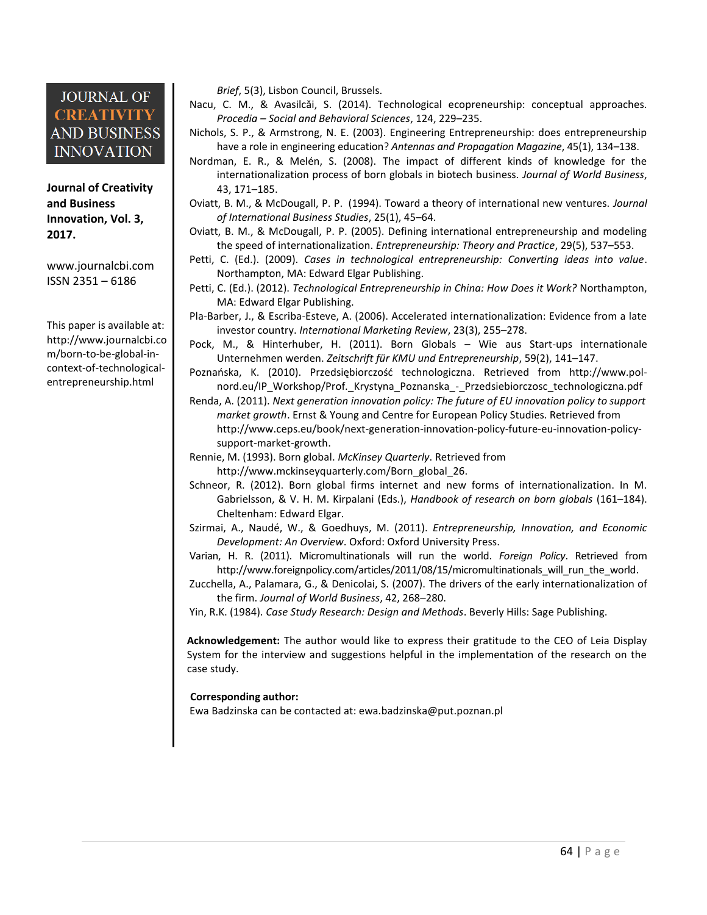*Brief*, 5(3), Lisbon Council, Brussels.

Nacu, C. M., & Avasilcăi, S. (2014). Technological ecopreneurship: conceptual approaches. *Procedia – Social and Behavioral Sciences*, 124, 229–235.

Nichols, S. P., & Armstrong, N. E. (2003). Engineering Entrepreneurship: does entrepreneurship have a role in engineering education? *Antennas and Propagation Magazine*, 45(1), 134–138.

Nordman, E. R., & Melén, S. (2008). The impact of different kinds of knowledge for the internationalization process of born globals in biotech business. *Journal of World Business*, 43, 171–185.

Oviatt, B. M., & McDougall, P. P. (1994). Toward a theory of international new ventures. *Journal of International Business Studies*, 25(1), 45–64.

Oviatt, B. M., & McDougall, P. P. (2005). Defining international entrepreneurship and modeling the speed of internationalization. *Entrepreneurship: Theory and Practice*, 29(5), 537–553.

Petti, C. (Ed.). (2009). *Cases in technological entrepreneurship: Converting ideas into value*. Northampton, MA: Edward Elgar Publishing.

Petti, C. (Ed.). (2012). *Technological Entrepreneurship in China: How Does it Work?* Northampton, MA: Edward Elgar Publishing.

Pla-Barber, J., & Escriba-Esteve, A. (2006). Accelerated internationalization: Evidence from a late investor country. *International Marketing Review*, 23(3), 255–278.

Pock, M., & Hinterhuber, H. (2011). Born Globals – Wie aus Start-ups internationale Unternehmen werden. *Zeitschrift für KMU und Entrepreneurship*, 59(2), 141–147.

Poznańska, K. (2010). Przedsiębiorczość technologiczna. Retrieved from http://www.pol-nord.eu/IP_Workshop/Prof._Krystyna_Poznanska_-_Przedsiebiorczosc_technologiczna.pdf

Renda, A. (2011). *Next generation innovation policy: The future of EU innovation policy to support market growth*. Ernst & Young and Centre for European Policy Studies. Retrieved from http://www.ceps.eu/book/next-generation-innovation-policy-future-eu-innovation-policy-support-market-growth.

Rennie, M. (1993). Born global. *McKinsey Quarterly*. Retrieved from http://www.mckinseyquarterly.com/Born_global_26.

Schneor, R. (2012). Born global firms internet and new forms of internationalization. In M. Gabrielsson, & V. H. M. Kirpalani (Eds.), *Handbook of research on born globals* (161–184). Cheltenham: Edward Elgar.

Szirmai, A., Naudé, W., & Goedhuys, M. (2011). *Entrepreneurship, Innovation, and Economic Development: An Overview*. Oxford: Oxford University Press.

Varian, H. R. (2011). Micromultinationals will run the world. *Foreign Policy*. Retrieved from http://www.foreignpolicy.com/articles/2011/08/15/micromultinationals_will_run_the_world.

Zucchella, A., Palamara, G., & Denicolai, S. (2007). The drivers of the early internationalization of the firm. *Journal of World Business*, 42, 268–280.

Yin, R.K. (1984). *Case Study Research: Design and Methods*. Beverly Hills: Sage Publishing.

**Acknowledgement:** The author would like to express their gratitude to the CEO of Leia Display System for the interview and suggestions helpful in the implementation of the research on the case study.

**Corresponding author:**

Ewa Badzinska can be contacted at: ewa.badzinska@put.poznan.pl